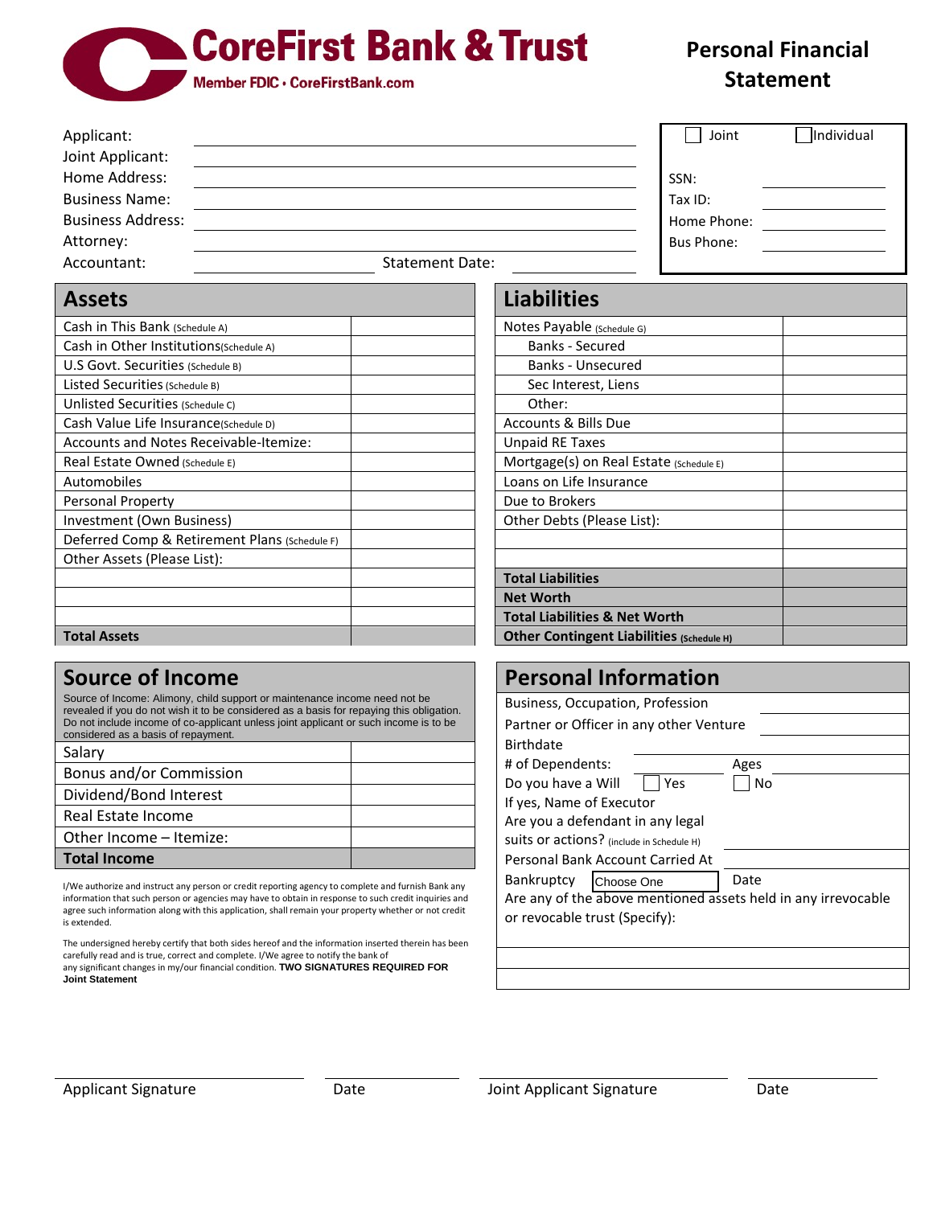# CoreFirst Bank & Trust

Member FDIC • CoreFirstBank.com

## Personal Financial Statement

| | |
|---|---|
| Applicant: | |
| Joint Applicant: | |
| Home Address: | |
| Business Name: | |
| Business Address: | |
| Attorney: | |
| Accountant: | Statement Date: |

☐ Joint ☐ Individual

| | |
|---|---|
| SSN: | |
| Tax ID: | |
| Home Phone: | |
| Bus Phone: | |

## Assets

| Assets | |
|---|---|
| Cash in This Bank (Schedule A) | |
| Cash in Other Institutions (Schedule A) | |
| U.S Govt. Securities (Schedule B) | |
| Listed Securities (Schedule B) | |
| Unlisted Securities (Schedule C) | |
| Cash Value Life Insurance (Schedule D) | |
| Accounts and Notes Receivable-Itemize: | |
| Real Estate Owned (Schedule E) | |
| Automobiles | |
| Personal Property | |
| Investment (Own Business) | |
| Deferred Comp & Retirement Plans (Schedule F) | |
| Other Assets (Please List): | |
| | |
| | |
| | |
| **Total Assets** | |

## Liabilities

| Liabilities | |
|---|---|
| Notes Payable (Schedule G) | |
| Banks - Secured | |
| Banks - Unsecured | |
| Sec Interest, Liens | |
| Other: | |
| Accounts & Bills Due | |
| Unpaid RE Taxes | |
| Mortgage(s) on Real Estate (Schedule E) | |
| Loans on Life Insurance | |
| Due to Brokers | |
| Other Debts (Please List): | |
| | |
| | |
| **Total Liabilities** | |
| **Net Worth** | |
| **Total Liabilities & Net Worth** | |
| **Other Contingent Liabilities (Schedule H)** | |

## Source of Income

Source of Income: Alimony, child support or maintenance income need not be revealed if you do not wish it to be considered as a basis for repaying this obligation. Do not include income of co-applicant unless joint applicant or such income is to be considered as a basis of repayment.

| Source of Income | |
|---|---|
| Salary | |
| Bonus and/or Commission | |
| Dividend/Bond Interest | |
| Real Estate Income | |
| Other Income – Itemize: | |
| **Total Income** | |

I/We authorize and instruct any person or credit reporting agency to complete and furnish Bank any information that such person or agencies may have to obtain in response to such credit inquiries and agree such information along with this application, shall remain your property whether or not credit is extended.

The undersigned hereby certify that both sides hereof and the information inserted therein has been carefully read and is true, correct and complete. I/We agree to notify the bank of any significant changes in my/our financial condition. **TWO SIGNATURES REQUIRED FOR Joint Statement**

## Personal Information

Business, Occupation, Profession ____________________

Partner or Officer in any other Venture ____________________

Birthdate ____________________

\# of Dependents: __________ Ages __________

Do you have a Will ☐ Yes ☐ No

If yes, Name of Executor

Are you a defendant in any legal suits or actions? (include in Schedule H) ____________________

Personal Bank Account Carried At ____________________

Bankruptcy [Choose One] Date

Are any of the above mentioned assets held in any irrevocable or revocable trust (Specify):

____________________

____________________

Applicant Signature ____________________ Date ____________________ Joint Applicant Signature ____________________ Date ____________________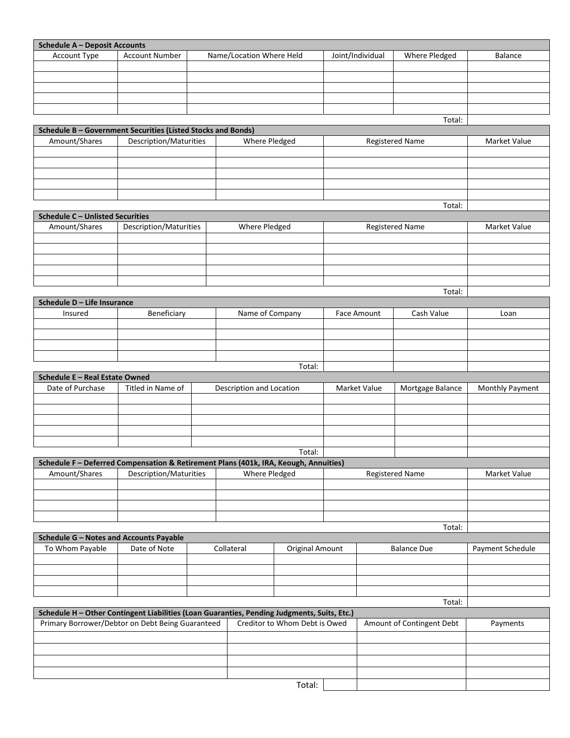**Schedule A – Deposit Accounts**

| Account Type | Account Number | Name/Location Where Held | Joint/Individual | Where Pledged | Balance |
|---|---|---|---|---|---|
| | | | | | |
| | | | | | |
| | | | | | |
| | | | | | |
| | | | | | |
| | | | | Total: | |

**Schedule B – Government Securities (Listed Stocks and Bonds)**

| Amount/Shares | Description/Maturities | Where Pledged | Registered Name | Market Value |
|---|---|---|---|---|
| | | | | |
| | | | | |
| | | | | |
| | | | | |
| | | | | |
| | | | Total: | |

**Schedule C – Unlisted Securities**

| Amount/Shares | Description/Maturities | Where Pledged | Registered Name | Market Value |
|---|---|---|---|---|
| | | | | |
| | | | | |
| | | | | |
| | | | | |
| | | | | |
| | | | Total: | |

**Schedule D – Life Insurance**

| Insured | Beneficiary | Name of Company | Face Amount | Cash Value | Loan |
|---|---|---|---|---|---|
| | | | | | |
| | | | | | |
| | | | | | |
| | | | | | |
| | | Total: | | | |

**Schedule E – Real Estate Owned**

| Date of Purchase | Titled in Name of | Description and Location | Market Value | Mortgage Balance | Monthly Payment |
|---|---|---|---|---|---|
| | | | | | |
| | | | | | |
| | | | | | |
| | | | | | |
| | | | | | |
| | | Total: | | | |

**Schedule F – Deferred Compensation & Retirement Plans (401k, IRA, Keough, Annuities)**

| Amount/Shares | Description/Maturities | Where Pledged | Registered Name | Market Value |
|---|---|---|---|---|
| | | | | |
| | | | | |
| | | | | |
| | | | | |
| | | | Total: | |

**Schedule G – Notes and Accounts Payable**

| To Whom Payable | Date of Note | Collateral | Original Amount | Balance Due | Payment Schedule |
|---|---|---|---|---|---|
| | | | | | |
| | | | | | |
| | | | | | |
| | | | | | |
| | | | | Total: | |

**Schedule H – Other Contingent Liabilities (Loan Guaranties, Pending Judgments, Suits, Etc.)**

| Primary Borrower/Debtor on Debt Being Guaranteed | Creditor to Whom Debt is Owed | Amount of Contingent Debt | Payments |
|---|---|---|---|
| | | | |
| | | | |
| | | | |
| | | | |
| | Total: | | |